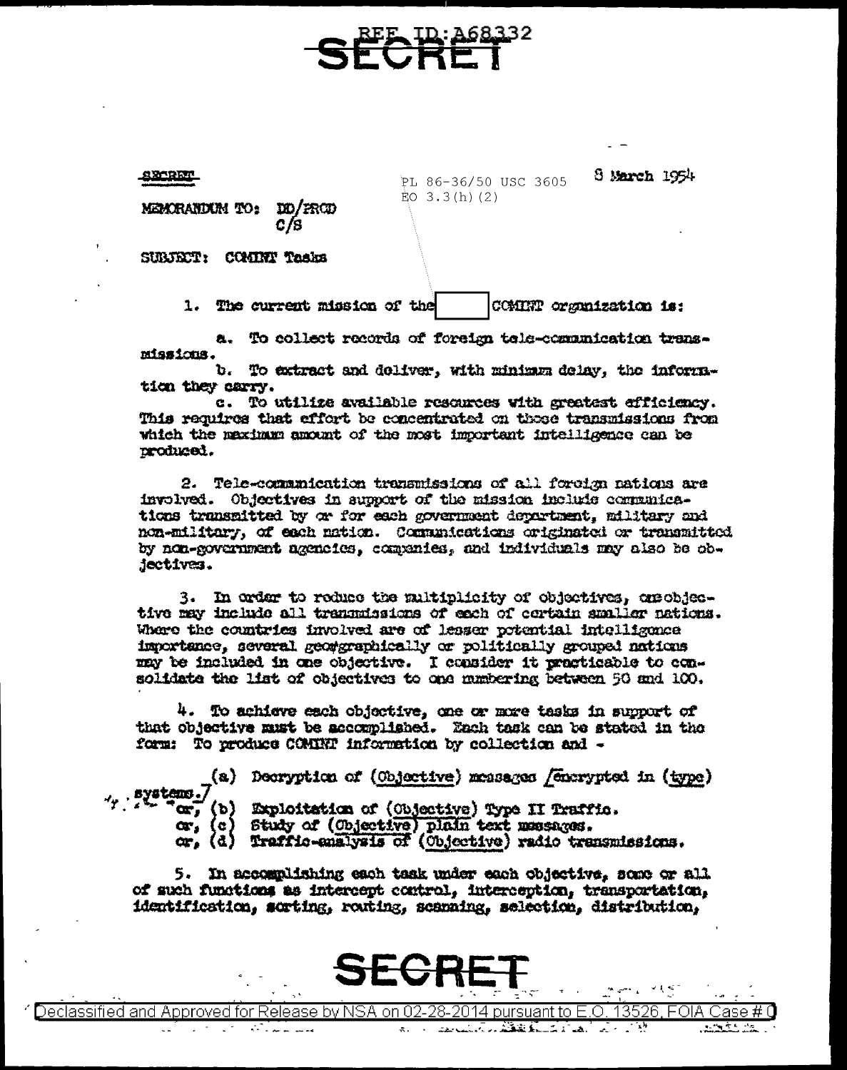REF ID:A68332

**SECRET**

SECRET

8 March 1954

PL 86-36/50 USC 3605
EO 3.3(h)(2)

MEMORANDUM TO: DD/PROD
C/S

SUBJECT: COMINT Tasks

1. The current mission of the [ ] COMINT organization is:

a. To collect records of foreign tele-communication transmissions.

b. To extract and deliver, with minimum delay, the information they carry.

c. To utilize available resources with greatest efficiency. This requires that effort be concentrated on those transmissions from which the maximum amount of the most important intelligence can be produced.

2. Tele-communication transmissions of all foreign nations are involved. Objectives in support of the mission include communications transmitted by or for each government department, military and non-military, of each nation. Communications originated or transmitted by non-government agencies, companies, and individuals may also be objectives.

3. In order to reduce the multiplicity of objectives, one objective may include all transmissions of each of certain smaller nations. Where the countries involved are of lesser potential intelligence importance, several geographically or politically grouped nations may be included in one objective. I consider it practicable to consolidate the list of objectives to one numbering between 50 and 100.

4. To achieve each objective, one or more tasks in support of that objective must be accomplished. Each task can be stated in the form: To produce COMINT information by collection and -

(a) Decryption of (Objective) messages [encrypted in (type) systems.]
or, (b) Exploitation of (Objective) Type II Traffic.
or, (c) Study of (Objective) plain text messages.
or, (d) Traffic-analysis of (Objective) radio transmissions.

5. In accomplishing each task under each objective, some or all of such functions as intercept control, interception, transportation, identification, sorting, routing, scanning, selection, distribution,

**SECRET**

Declassified and Approved for Release by NSA on 02-28-2014 pursuant to E.O. 13526, FOIA Case # 0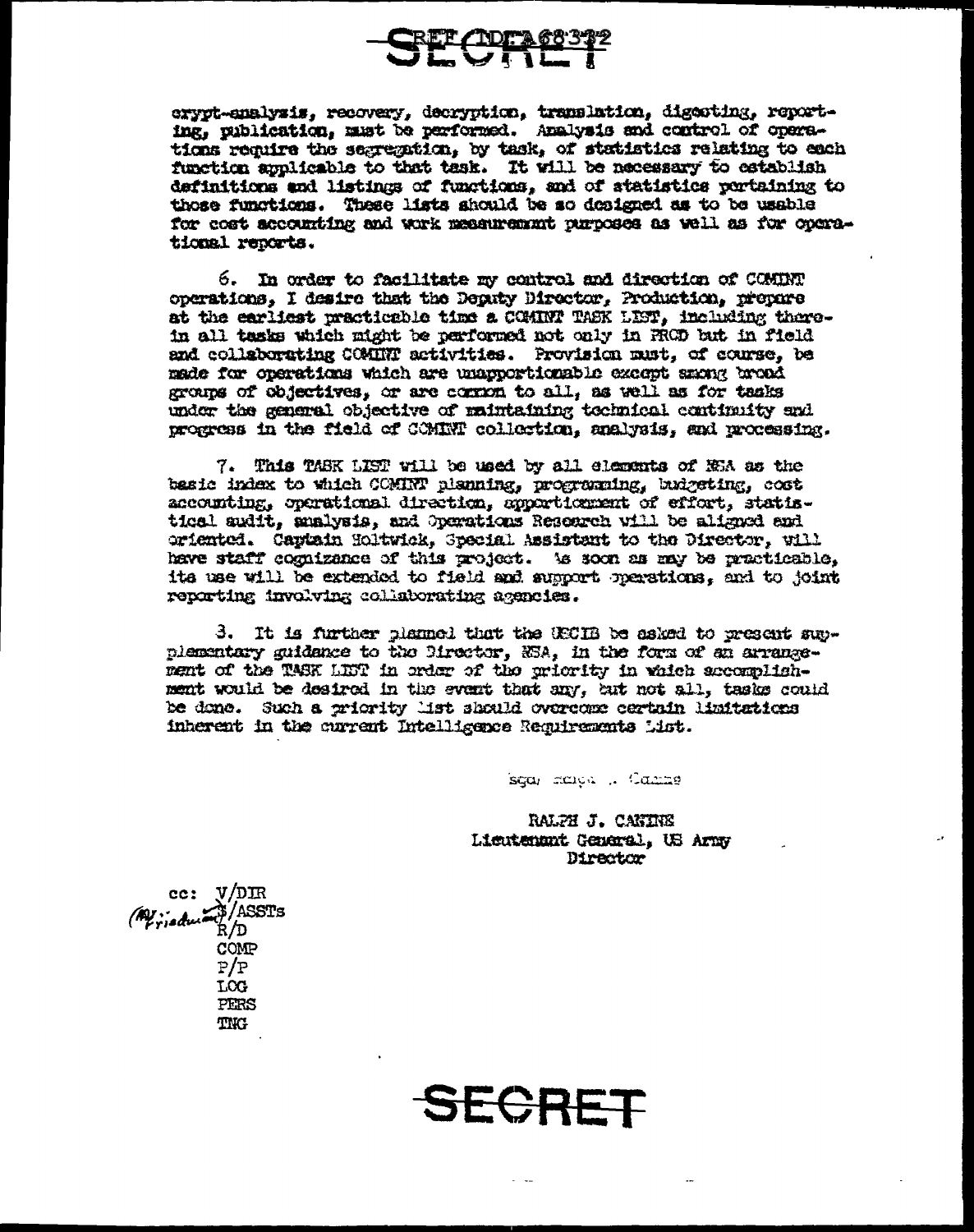SECRET

crypt-analysis, recovery, decryption, translation, digesting, reporting, publication, must be performed. Analysis and control of operations require the segregation, by task, of statistics relating to each function applicable to that task. It will be necessary to establish definitions and listings of functions, and of statistics pertaining to those functions. These lists should be so designed as to be usable for cost accounting and work measurement purposes as well as for operational reports.

6. In order to facilitate my control and direction of COMINT operations, I desire that the Deputy Director, Production, prepare at the earliest practicable time a COMINT TASK LIST, including therein all tasks which might be performed not only in PROD but in field and collaborating COMINT activities. Provision must, of course, be made for operations which are unapportionable except among broad groups of objectives, or are common to all, as well as for tasks under the general objective of maintaining technical continuity and progress in the field of COMINT collection, analysis, and processing.

7. This TASK LIST will be used by all elements of NSA as the basic index to which COMINT planning, programming, budgeting, cost accounting, operational direction, apportionment of effort, statistical audit, analysis, and Operations Research will be aligned and oriented. Captain Holtwick, Special Assistant to the Director, will have staff cognizance of this project. As soon as may be practicable, its use will be extended to field and support operations, and to joint reporting involving collaborating agencies.

8. It is further planned that the USCIB be asked to present supplementary guidance to the Director, NSA, in the form of an arrangement of the TASK LIST in order of the priority in which accomplishment would be desired in the event that any, but not all, tasks could be done. Such a priority list should overcome certain limitations inherent in the current Intelligence Requirements List.

sgd/ Ralph J. Canine

RALPH J. CANINE
Lieutenant General, US Army
Director

cc: V/DIR
S/ASSTs
R/D
COMP
P/P
LOG
PERS
TNG

SECRET